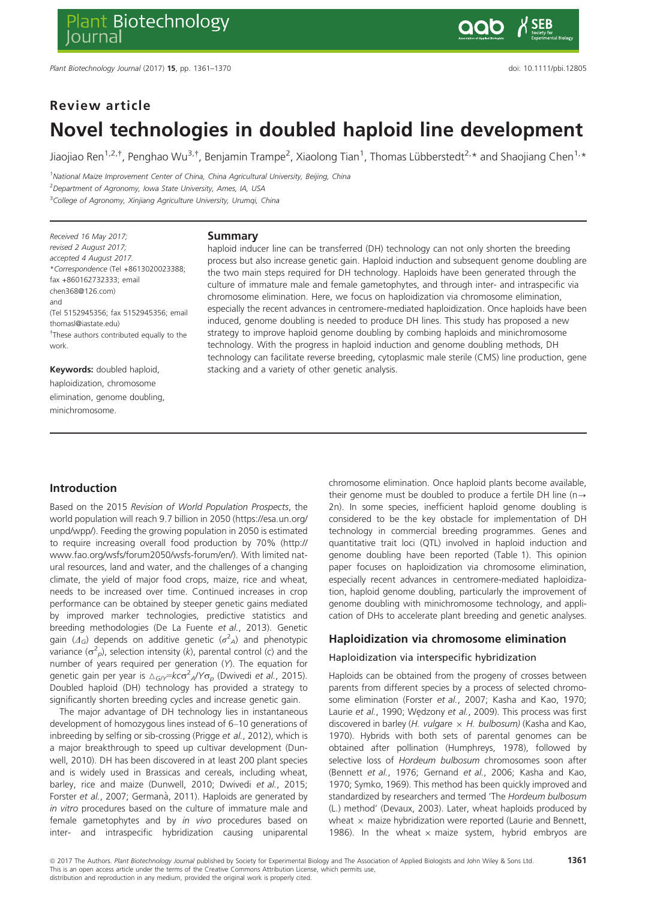## Review article

# Novel technologies in doubled haploid line development

Jiaojiao Ren[1,2,†], Penghao Wu[3,†], Benjamin Trampe[2], Xiaolong Tian[1], Thomas Lübberstedt[2,*] and Shaojiang Chen[1,*]

[1]National Maize Improvement Center of China, China Agricultural University, Beijing, China

[2]Department of Agronomy, Iowa State University, Ames, IA, USA

[3]College of Agronomy, Xinjiang Agriculture University, Urumqi, China

Received 16 May 2017;
revised 2 August 2017;
accepted 4 August 2017.
*Correspondence (Tel +8613020023388; fax +860162732333; email chen368@126.com)
and
(Tel 5152945356; fax 5152945356; email thomasl@iastate.edu)
†These authors contributed equally to the work.

**Keywords:** doubled haploid, haploidization, chromosome elimination, genome doubling, minichromosome.

## Summary

haploid inducer line can be transferred (DH) technology can not only shorten the breeding process but also increase genetic gain. Haploid induction and subsequent genome doubling are the two main steps required for DH technology. Haploids have been generated through the culture of immature male and female gametophytes, and through inter- and intraspecific via chromosome elimination. Here, we focus on haploidization via chromosome elimination, especially the recent advances in centromere-mediated haploidization. Once haploids have been induced, genome doubling is needed to produce DH lines. This study has proposed a new strategy to improve haploid genome doubling by combing haploids and minichromosome technology. With the progress in haploid induction and genome doubling methods, DH technology can facilitate reverse breeding, cytoplasmic male sterile (CMS) line production, gene stacking and a variety of other genetic analysis.

## Introduction

Based on the 2015 *Revision of World Population Prospects*, the world population will reach 9.7 billion in 2050 (https://esa.un.org/unpd/wpp/). Feeding the growing population in 2050 is estimated to require increasing overall food production by 70% (http://www.fao.org/wsfs/forum2050/wsfs-forum/en/). With limited natural resources, land and water, and the challenges of a changing climate, the yield of major food crops, maize, rice and wheat, needs to be increased over time. Continued increases in crop performance can be obtained by steeper genetic gains mediated by improved marker technologies, predictive statistics and breeding methodologies (De La Fuente *et al.*, 2013). Genetic gain ($\Delta_G$) depends on additive genetic ($\sigma^2_A$) and phenotypic variance ($\sigma^2_p$), selection intensity (*k*), parental control (*c*) and the number of years required per generation (*Y*). The equation for genetic gain per year is $\Delta_{G/Y}=kc\sigma^2_A/Y\sigma_p$ (Dwivedi *et al.*, 2015). Doubled haploid (DH) technology has provided a strategy to significantly shorten breeding cycles and increase genetic gain.

The major advantage of DH technology lies in instantaneous development of homozygous lines instead of 6–10 generations of inbreeding by selfing or sib-crossing (Prigge *et al.*, 2012), which is a major breakthrough to speed up cultivar development (Dunwell, 2010). DH has been discovered in at least 200 plant species and is widely used in Brassicas and cereals, including wheat, barley, rice and maize (Dunwell, 2010; Dwivedi *et al.*, 2015; Forster *et al.*, 2007; Germanà, 2011). Haploids are generated by *in vitro* procedures based on the culture of immature male and female gametophytes and by *in vivo* procedures based on inter- and intraspecific hybridization causing uniparental chromosome elimination. Once haploid plants become available, their genome must be doubled to produce a fertile DH line (n→2n). In some species, inefficient haploid genome doubling is considered to be the key obstacle for implementation of DH technology in commercial breeding programmes. Genes and quantitative trait loci (QTL) involved in haploid induction and genome doubling have been reported (Table 1). This opinion paper focuses on haploidization via chromosome elimination, especially recent advances in centromere-mediated haploidization, haploid genome doubling, particularly the improvement of genome doubling with minichromosome technology, and application of DHs to accelerate plant breeding and genetic analyses.

## Haploidization via chromosome elimination

### Haploidization via interspecific hybridization

Haploids can be obtained from the progeny of crosses between parents from different species by a process of selected chromosome elimination (Forster *et al.*, 2007; Kasha and Kao, 1970; Laurie *et al.*, 1990; Wędzony *et al.*, 2009). This process was first discovered in barley (*H. vulgare* × *H. bulbosum)* (Kasha and Kao, 1970). Hybrids with both sets of parental genomes can be obtained after pollination (Humphreys, 1978), followed by selective loss of *Hordeum bulbosum* chromosomes soon after (Bennett *et al.*, 1976; Gernand *et al.*, 2006; Kasha and Kao, 1970; Symko, 1969). This method has been quickly improved and standardized by researchers and termed 'The *Hordeum bulbosum* (L.) method' (Devaux, 2003). Later, wheat haploids produced by wheat × maize hybridization were reported (Laurie and Bennett, 1986). In the wheat × maize system, hybrid embryos are

© 2017 The Authors. *Plant Biotechnology Journal* published by Society for Experimental Biology and The Association of Applied Biologists and John Wiley & Sons Ltd.
This is an open access article under the terms of the Creative Commons Attribution License, which permits use, distribution and reproduction in any medium, provided the original work is properly cited.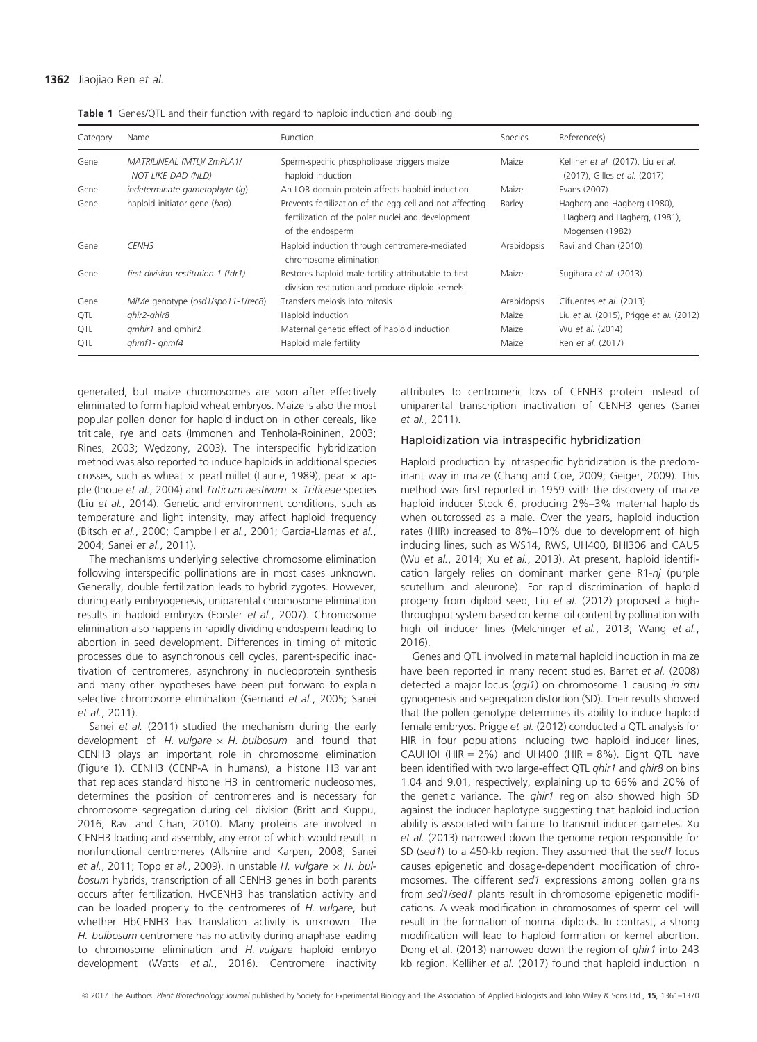**Table 1** Genes/QTL and their function with regard to haploid induction and doubling

| Category | Name | Function | Species | Reference(s) |
|---|---|---|---|---|
| Gene | *MATRILINEAL (MTL)/ ZmPLA1/ NOT LIKE DAD (NLD)* | Sperm-specific phospholipase triggers maize haploid induction | Maize | Kelliher *et al.* (2017), Liu *et al.* (2017), Gilles *et al.* (2017) |
| Gene | *indeterminate gametophyte (ig)* | An LOB domain protein affects haploid induction | Maize | Evans (2007) |
| Gene | haploid initiator gene (*hap*) | Prevents fertilization of the egg cell and not affecting fertilization of the polar nuclei and development of the endosperm | Barley | Hagberg and Hagberg (1980), Hagberg and Hagberg, (1981), Mogensen (1982) |
| Gene | *CENH3* | Haploid induction through centromere-mediated chromosome elimination | Arabidopsis | Ravi and Chan (2010) |
| Gene | *first division restitution 1 (fdr1)* | Restores haploid male fertility attributable to first division restitution and produce diploid kernels | Maize | Sugihara *et al.* (2013) |
| Gene | *MiMe* genotype (*osd1/spo11-1/rec8*) | Transfers meiosis into mitosis | Arabidopsis | Cifuentes *et al.* (2013) |
| QTL | *qhir2-qhir8* | Haploid induction | Maize | Liu *et al.* (2015), Prigge *et al.* (2012) |
| QTL | *qmhir1* and *qmhir2* | Maternal genetic effect of haploid induction | Maize | Wu *et al.* (2014) |
| QTL | *qhmf1- qhmf4* | Haploid male fertility | Maize | Ren *et al.* (2017) |

generated, but maize chromosomes are soon after effectively eliminated to form haploid wheat embryos. Maize is also the most popular pollen donor for haploid induction in other cereals, like triticale, rye and oats (Immonen and Tenhola-Roininen, 2003; Rines, 2003; Wędzony, 2003). The interspecific hybridization method was also reported to induce haploids in additional species crosses, such as wheat × pearl millet (Laurie, 1989), pear × apple (Inoue *et al.*, 2004) and *Triticum aestivum* × *Triticeae* species (Liu *et al.*, 2014). Genetic and environment conditions, such as temperature and light intensity, may affect haploid frequency (Bitsch *et al.*, 2000; Campbell *et al.*, 2001; Garcia-Llamas *et al.*, 2004; Sanei *et al.*, 2011).

The mechanisms underlying selective chromosome elimination following interspecific pollinations are in most cases unknown. Generally, double fertilization leads to hybrid zygotes. However, during early embryogenesis, uniparental chromosome elimination results in haploid embryos (Forster *et al.*, 2007). Chromosome elimination also happens in rapidly dividing endosperm leading to abortion in seed development. Differences in timing of mitotic processes due to asynchronous cell cycles, parent-specific inactivation of centromeres, asynchrony in nucleoprotein synthesis and many other hypotheses have been put forward to explain selective chromosome elimination (Gernand *et al.*, 2005; Sanei *et al.*, 2011).

Sanei *et al.* (2011) studied the mechanism during the early development of *H. vulgare* × *H. bulbosum* and found that CENH3 plays an important role in chromosome elimination (Figure 1). CENH3 (CENP-A in humans), a histone H3 variant that replaces standard histone H3 in centromeric nucleosomes, determines the position of centromeres and is necessary for chromosome segregation during cell division (Britt and Kuppu, 2016; Ravi and Chan, 2010). Many proteins are involved in CENH3 loading and assembly, any error of which would result in nonfunctional centromeres (Allshire and Karpen, 2008; Sanei *et al.*, 2011; Topp *et al.*, 2009). In unstable *H. vulgare* × *H. bulbosum* hybrids, transcription of all CENH3 genes in both parents occurs after fertilization. HvCENH3 has translation activity and can be loaded properly to the centromeres of *H. vulgare*, but whether HbCENH3 has translation activity is unknown. The *H. bulbosum* centromere has no activity during anaphase leading to chromosome elimination and *H. vulgare* haploid embryo development (Watts *et al.*, 2016). Centromere inactivity attributes to centromeric loss of CENH3 protein instead of uniparental transcription inactivation of CENH3 genes (Sanei *et al.*, 2011).

### Haploidization via intraspecific hybridization

Haploid production by intraspecific hybridization is the predominant way in maize (Chang and Coe, 2009; Geiger, 2009). This method was first reported in 1959 with the discovery of maize haploid inducer Stock 6, producing 2%–3% maternal haploids when outcrossed as a male. Over the years, haploid induction rates (HIR) increased to 8%–10% due to development of high inducing lines, such as WS14, RWS, UH400, BHI306 and CAU5 (Wu *et al.*, 2014; Xu *et al.*, 2013). At present, haploid identification largely relies on dominant marker gene R1-*nj* (purple scutellum and aleurone). For rapid discrimination of haploid progeny from diploid seed, Liu *et al.* (2012) proposed a high-throughput system based on kernel oil content by pollination with high oil inducer lines (Melchinger *et al.*, 2013; Wang *et al.*, 2016).

Genes and QTL involved in maternal haploid induction in maize have been reported in many recent studies. Barret *et al.* (2008) detected a major locus (*ggi1*) on chromosome 1 causing *in situ* gynogenesis and segregation distortion (SD). Their results showed that the pollen genotype determines its ability to induce haploid female embryos. Prigge *et al.* (2012) conducted a QTL analysis for HIR in four populations including two haploid inducer lines, CAUHOI (HIR = 2%) and UH400 (HIR = 8%). Eight QTL have been identified with two large-effect QTL *qhir1* and *qhir8* on bins 1.04 and 9.01, respectively, explaining up to 66% and 20% of the genetic variance. The *qhir1* region also showed high SD against the inducer haplotype suggesting that haploid induction ability is associated with failure to transmit inducer gametes. Xu *et al.* (2013) narrowed down the genome region responsible for SD (*sed1*) to a 450-kb region. They assumed that the *sed1* locus causes epigenetic and dosage-dependent modification of chromosomes. The different *sed1* expressions among pollen grains from *sed1*/*sed1* plants result in chromosome epigenetic modifications. A weak modification in chromosomes of sperm cell will result in the formation of normal diploids. In contrast, a strong modification will lead to haploid formation or kernel abortion. Dong et al. (2013) narrowed down the region of *qhir1* into 243 kb region. Kelliher *et al.* (2017) found that haploid induction in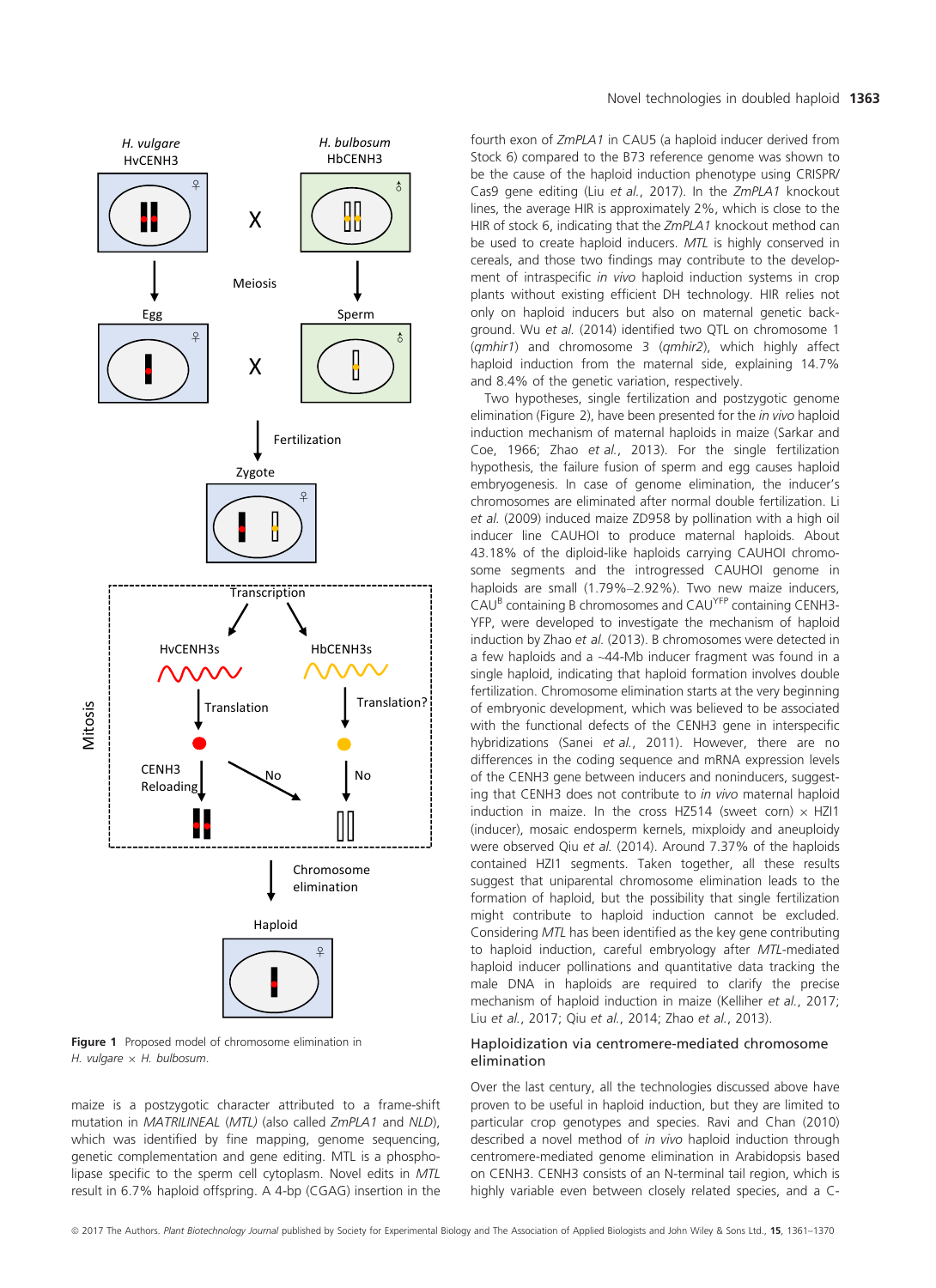*H. vulgare*
HvCENH3

*H. bulbosum*
HbCENH3

Meiosis

Egg

Sperm

Fertilization

Zygote

Transcription

HvCENH3s

HbCENH3s

Translation

Translation?

Mitosis

CENH3 Reloading

No

No

Chromosome elimination

Haploid

**Figure 1** Proposed model of chromosome elimination in *H. vulgare* × *H. bulbosum*.

maize is a postzygotic character attributed to a frame-shift mutation in *MATRILINEAL* (*MTL*) (also called *ZmPLA1* and *NLD*), which was identified by fine mapping, genome sequencing, genetic complementation and gene editing. MTL is a phospholipase specific to the sperm cell cytoplasm. Novel edits in *MTL* result in 6.7% haploid offspring. A 4-bp (CGAG) insertion in the fourth exon of *ZmPLA1* in CAU5 (a haploid inducer derived from Stock 6) compared to the B73 reference genome was shown to be the cause of the haploid induction phenotype using CRISPR/Cas9 gene editing (Liu *et al.*, 2017). In the *ZmPLA1* knockout lines, the average HIR is approximately 2%, which is close to the HIR of stock 6, indicating that the *ZmPLA1* knockout method can be used to create haploid inducers. *MTL* is highly conserved in cereals, and those two findings may contribute to the development of intraspecific *in vivo* haploid induction systems in crop plants without existing efficient DH technology. HIR relies not only on haploid inducers but also on maternal genetic background. Wu *et al.* (2014) identified two QTL on chromosome 1 (*qmhir1*) and chromosome 3 (*qmhir2*), which highly affect haploid induction from the maternal side, explaining 14.7% and 8.4% of the genetic variation, respectively.

Two hypotheses, single fertilization and postzygotic genome elimination (Figure 2), have been presented for the *in vivo* haploid induction mechanism of maternal haploids in maize (Sarkar and Coe, 1966; Zhao *et al.*, 2013). For the single fertilization hypothesis, the failure fusion of sperm and egg causes haploid embryogenesis. In case of genome elimination, the inducer's chromosomes are eliminated after normal double fertilization. Li *et al.* (2009) induced maize ZD958 by pollination with a high oil inducer line CAUHOI to produce maternal haploids. About 43.18% of the diploid-like haploids carrying CAUHOI chromosome segments and the introgressed CAUHOI genome in haploids are small (1.79%–2.92%). Two new maize inducers, CAU$^{B}$ containing B chromosomes and CAU$^{YFP}$ containing CENH3-YFP, were developed to investigate the mechanism of haploid induction by Zhao *et al.* (2013). B chromosomes were detected in a few haploids and a ~44-Mb inducer fragment was found in a single haploid, indicating that haploid formation involves double fertilization. Chromosome elimination starts at the very beginning of embryonic development, which was believed to be associated with the functional defects of the CENH3 gene in interspecific hybridizations (Sanei *et al.*, 2011). However, there are no differences in the coding sequence and mRNA expression levels of the CENH3 gene between inducers and noninducers, suggesting that CENH3 does not contribute to *in vivo* maternal haploid induction in maize. In the cross HZ514 (sweet corn) × HZI1 (inducer), mosaic endosperm kernels, mixploidy and aneuploidy were observed Qiu *et al.* (2014). Around 7.37% of the haploids contained HZI1 segments. Taken together, all these results suggest that uniparental chromosome elimination leads to the formation of haploid, but the possibility that single fertilization might contribute to haploid induction cannot be excluded. Considering *MTL* has been identified as the key gene contributing to haploid induction, careful embryology after *MTL*-mediated haploid inducer pollinations and quantitative data tracking the male DNA in haploids are required to clarify the precise mechanism of haploid induction in maize (Kelliher *et al.*, 2017; Liu *et al.*, 2017; Qiu *et al.*, 2014; Zhao *et al.*, 2013).

## Haploidization via centromere-mediated chromosome elimination

Over the last century, all the technologies discussed above have proven to be useful in haploid induction, but they are limited to particular crop genotypes and species. Ravi and Chan (2010) described a novel method of *in vivo* haploid induction through centromere-mediated genome elimination in Arabidopsis based on CENH3. CENH3 consists of an N-terminal tail region, which is highly variable even between closely related species, and a C-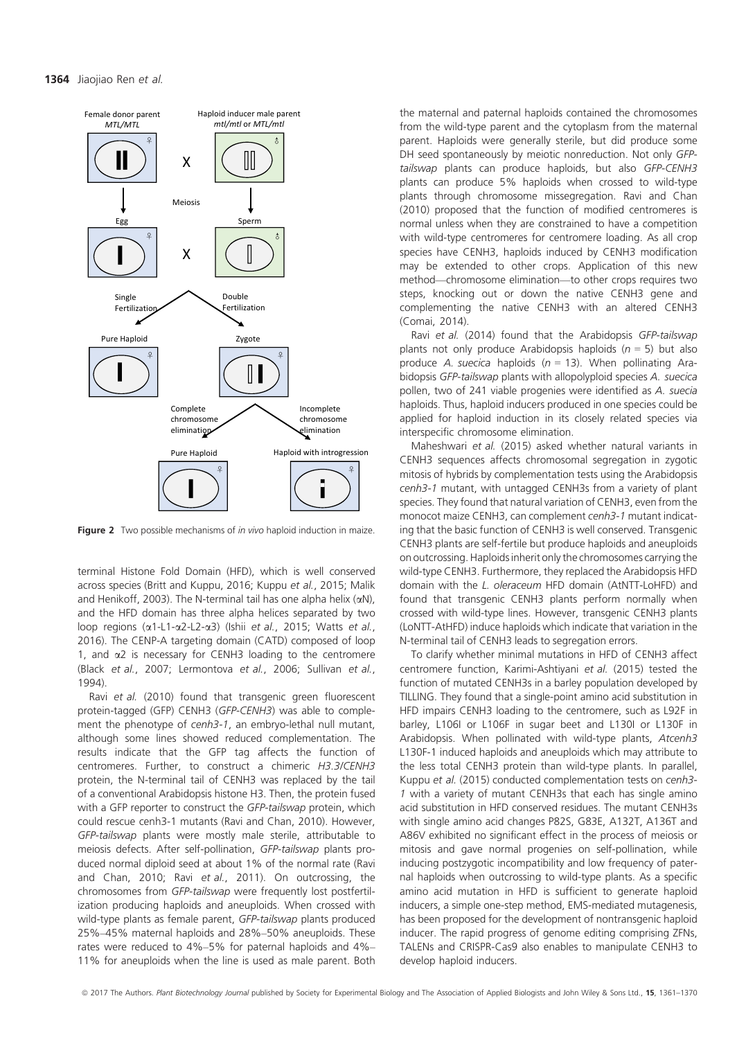**Figure 2** Two possible mechanisms of *in vivo* haploid induction in maize.

terminal Histone Fold Domain (HFD), which is well conserved across species (Britt and Kuppu, 2016; Kuppu *et al.*, 2015; Malik and Henikoff, 2003). The N-terminal tail has one alpha helix (αN), and the HFD domain has three alpha helices separated by two loop regions (α1-L1-α2-L2-α3) (Ishii *et al.*, 2015; Watts *et al.*, 2016). The CENP-A targeting domain (CATD) composed of loop 1, and α2 is necessary for CENH3 loading to the centromere (Black *et al.*, 2007; Lermontova *et al.*, 2006; Sullivan *et al.*, 1994).

Ravi *et al.* (2010) found that transgenic green fluorescent protein-tagged (GFP) CENH3 (*GFP-CENH3*) was able to complement the phenotype of *cenh3-1*, an embryo-lethal null mutant, although some lines showed reduced complementation. The results indicate that the GFP tag affects the function of centromeres. Further, to construct a chimeric *H3.3/CENH3* protein, the N-terminal tail of CENH3 was replaced by the tail of a conventional Arabidopsis histone H3. Then, the protein fused with a GFP reporter to construct the *GFP-tailswap* protein, which could rescue cenh3-1 mutants (Ravi and Chan, 2010). However, *GFP-tailswap* plants were mostly male sterile, attributable to meiosis defects. After self-pollination, *GFP-tailswap* plants produced normal diploid seed at about 1% of the normal rate (Ravi and Chan, 2010; Ravi *et al.*, 2011). On outcrossing, the chromosomes from *GFP-tailswap* were frequently lost postfertilization producing haploids and aneuploids. When crossed with wild-type plants as female parent, *GFP-tailswap* plants produced 25%–45% maternal haploids and 28%–50% aneuploids. These rates were reduced to 4%–5% for paternal haploids and 4%–11% for aneuploids when the line is used as male parent. Both the maternal and paternal haploids contained the chromosomes from the wild-type parent and the cytoplasm from the maternal parent. Haploids were generally sterile, but did produce some DH seed spontaneously by meiotic nonreduction. Not only *GFP-tailswap* plants can produce haploids, but also *GFP-CENH3* plants can produce 5% haploids when crossed to wild-type plants through chromosome missegregation. Ravi and Chan (2010) proposed that the function of modified centromeres is normal unless when they are constrained to have a competition with wild-type centromeres for centromere loading. As all crop species have CENH3, haploids induced by CENH3 modification may be extended to other crops. Application of this new method—chromosome elimination—to other crops requires two steps, knocking out or down the native CENH3 gene and complementing the native CENH3 with an altered CENH3 (Comai, 2014).

Ravi *et al.* (2014) found that the Arabidopsis *GFP-tailswap* plants not only produce Arabidopsis haploids ($n = 5$) but also produce *A. suecica* haploids ($n = 13$). When pollinating Arabidopsis *GFP-tailswap* plants with allopolyploid species *A. suecica* pollen, two of 241 viable progenies were identified as *A. suecia* haploids. Thus, haploid inducers produced in one species could be applied for haploid induction in its closely related species via interspecific chromosome elimination.

Maheshwari *et al.* (2015) asked whether natural variants in CENH3 sequences affects chromosomal segregation in zygotic mitosis of hybrids by complementation tests using the Arabidopsis *cenh3-1* mutant, with untagged CENH3s from a variety of plant species. They found that natural variation of CENH3, even from the monocot maize CENH3, can complement *cenh3-1* mutant indicating that the basic function of CENH3 is well conserved. Transgenic CENH3 plants are self-fertile but produce haploids and aneuploids on outcrossing. Haploids inherit only the chromosomes carrying the wild-type CENH3. Furthermore, they replaced the Arabidopsis HFD domain with the *L. oleraceum* HFD domain (AtNTT-LoHFD) and found that transgenic CENH3 plants perform normally when crossed with wild-type lines. However, transgenic CENH3 plants (LoNTT-AtHFD) induce haploids which indicate that variation in the N-terminal tail of CENH3 leads to segregation errors.

To clarify whether minimal mutations in HFD of CENH3 affect centromere function, Karimi-Ashtiyani *et al.* (2015) tested the function of mutated CENH3s in a barley population developed by TILLING. They found that a single-point amino acid substitution in HFD impairs CENH3 loading to the centromere, such as L92F in barley, L106I or L106F in sugar beet and L130I or L130F in Arabidopsis. When pollinated with wild-type plants, *Atcenh3* L130F-1 induced haploids and aneuploids which may attribute to the less total CENH3 protein than wild-type plants. In parallel, Kuppu *et al.* (2015) conducted complementation tests on *cenh3-1* with a variety of mutant CENH3s that each has single amino acid substitution in HFD conserved residues. The mutant CENH3s with single amino acid changes P82S, G83E, A132T, A136T and A86V exhibited no significant effect in the process of meiosis or mitosis and gave normal progenies on self-pollination, while inducing postzygotic incompatibility and low frequency of paternal haploids when outcrossing to wild-type plants. As a specific amino acid mutation in HFD is sufficient to generate haploid inducers, a simple one-step method, EMS-mediated mutagenesis, has been proposed for the development of nontransgenic haploid inducer. The rapid progress of genome editing comprising ZFNs, TALENs and CRISPR-Cas9 also enables to manipulate CENH3 to develop haploid inducers.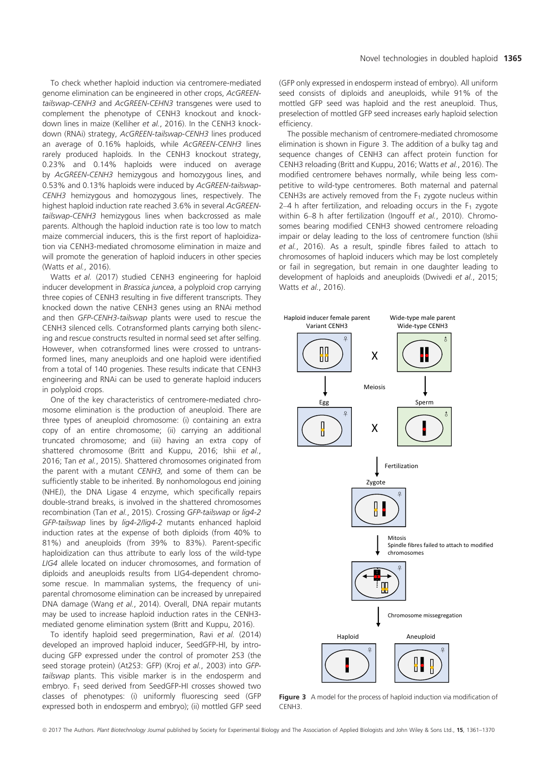To check whether haploid induction via centromere-mediated genome elimination can be engineered in other crops, *AcGREEN-tailswap-CENH3* and *AcGREEN-CEHN3* transgenes were used to complement the phenotype of CENH3 knockout and knockdown lines in maize (Kelliher *et al.*, 2016). In the CENH3 knockdown (RNAi) strategy, *AcGREEN-tailswap-CENH3* lines produced an average of 0.16% haploids, while *AcGREEN-CENH3* lines rarely produced haploids. In the CENH3 knockout strategy, 0.23% and 0.14% haploids were induced on average by *AcGREEN-CENH3* hemizygous and homozygous lines, and 0.53% and 0.13% haploids were induced by *AcGREEN-tailswap-CENH3* hemizygous and homozygous lines, respectively. The highest haploid induction rate reached 3.6% in several *AcGREEN-tailswap-CENH3* hemizygous lines when backcrossed as male parents. Although the haploid induction rate is too low to match maize commercial inducers, this is the first report of haploidization via CENH3-mediated chromosome elimination in maize and will promote the generation of haploid inducers in other species (Watts *et al.*, 2016).

Watts *et al.* (2017) studied CENH3 engineering for haploid inducer development in *Brassica juncea*, a polyploid crop carrying three copies of CENH3 resulting in five different transcripts. They knocked down the native CENH3 genes using an RNAi method and then *GFP-CENH3-tailswap* plants were used to rescue the CENH3 silenced cells. Cotransformed plants carrying both silencing and rescue constructs resulted in normal seed set after selfing. However, when cotransformed lines were crossed to untransformed lines, many aneuploids and one haploid were identified from a total of 140 progenies. These results indicate that CENH3 engineering and RNAi can be used to generate haploid inducers in polyploid crops.

One of the key characteristics of centromere-mediated chromosome elimination is the production of aneuploid. There are three types of aneuploid chromosome: (i) containing an extra copy of an entire chromosome; (ii) carrying an additional truncated chromosome; and (iii) having an extra copy of shattered chromosome (Britt and Kuppu, 2016; Ishii *et al.*, 2016; Tan *et al.*, 2015). Shattered chromosomes originated from the parent with a mutant *CENH3*, and some of them can be sufficiently stable to be inherited. By nonhomologous end joining (NHEJ), the DNA Ligase 4 enzyme, which specifically repairs double-strand breaks, is involved in the shattered chromosomes recombination (Tan *et al.*, 2015). Crossing *GFP-tailswap* or *lig4-2 GFP-tailswap* lines by *lig4-2/lig4-2* mutants enhanced haploid induction rates at the expense of both diploids (from 40% to 81%) and aneuploids (from 39% to 83%). Parent-specific haploidization can thus attribute to early loss of the wild-type *LIG4* allele located on inducer chromosomes, and formation of diploids and aneuploids results from LIG4-dependent chromosome rescue. In mammalian systems, the frequency of uniparental chromosome elimination can be increased by unrepaired DNA damage (Wang *et al.*, 2014). Overall, DNA repair mutants may be used to increase haploid induction rates in the CENH3-mediated genome elimination system (Britt and Kuppu, 2016).

To identify haploid seed pregermination, Ravi *et al.* (2014) developed an improved haploid inducer, SeedGFP-HI, by introducing GFP expressed under the control of promoter 2S3 (the seed storage protein) (At2S3: GFP) (Kroj *et al.*, 2003) into *GFP-tailswap* plants. This visible marker is in the endosperm and embryo. $F_1$ seed derived from SeedGFP-HI crosses showed two classes of phenotypes: (i) uniformly fluorescing seed (GFP expressed both in endosperm and embryo); (ii) mottled GFP seed (GFP only expressed in endosperm instead of embryo). All uniform seed consists of diploids and aneuploids, while 91% of the mottled GFP seed was haploid and the rest aneuploid. Thus, preselection of mottled GFP seed increases early haploid selection efficiency.

The possible mechanism of centromere-mediated chromosome elimination is shown in Figure 3. The addition of a bulky tag and sequence changes of CENH3 can affect protein function for CENH3 reloading (Britt and Kuppu, 2016; Watts *et al.*, 2016). The modified centromere behaves normally, while being less competitive to wild-type centromeres. Both maternal and paternal CENH3s are actively removed from the $F_1$ zygote nucleus within 2–4 h after fertilization, and reloading occurs in the $F_1$ zygote within 6–8 h after fertilization (Ingouff *et al.*, 2010). Chromosomes bearing modified CENH3 showed centromere reloading impair or delay leading to the loss of centromere function (Ishii *et al.*, 2016). As a result, spindle fibres failed to attach to chromosomes of haploid inducers which may be lost completely or fail in segregation, but remain in one daughter leading to development of haploids and aneuploids (Dwivedi *et al.*, 2015; Watts *et al.*, 2016).

**Figure 3** A model for the process of haploid induction via modification of CENH3.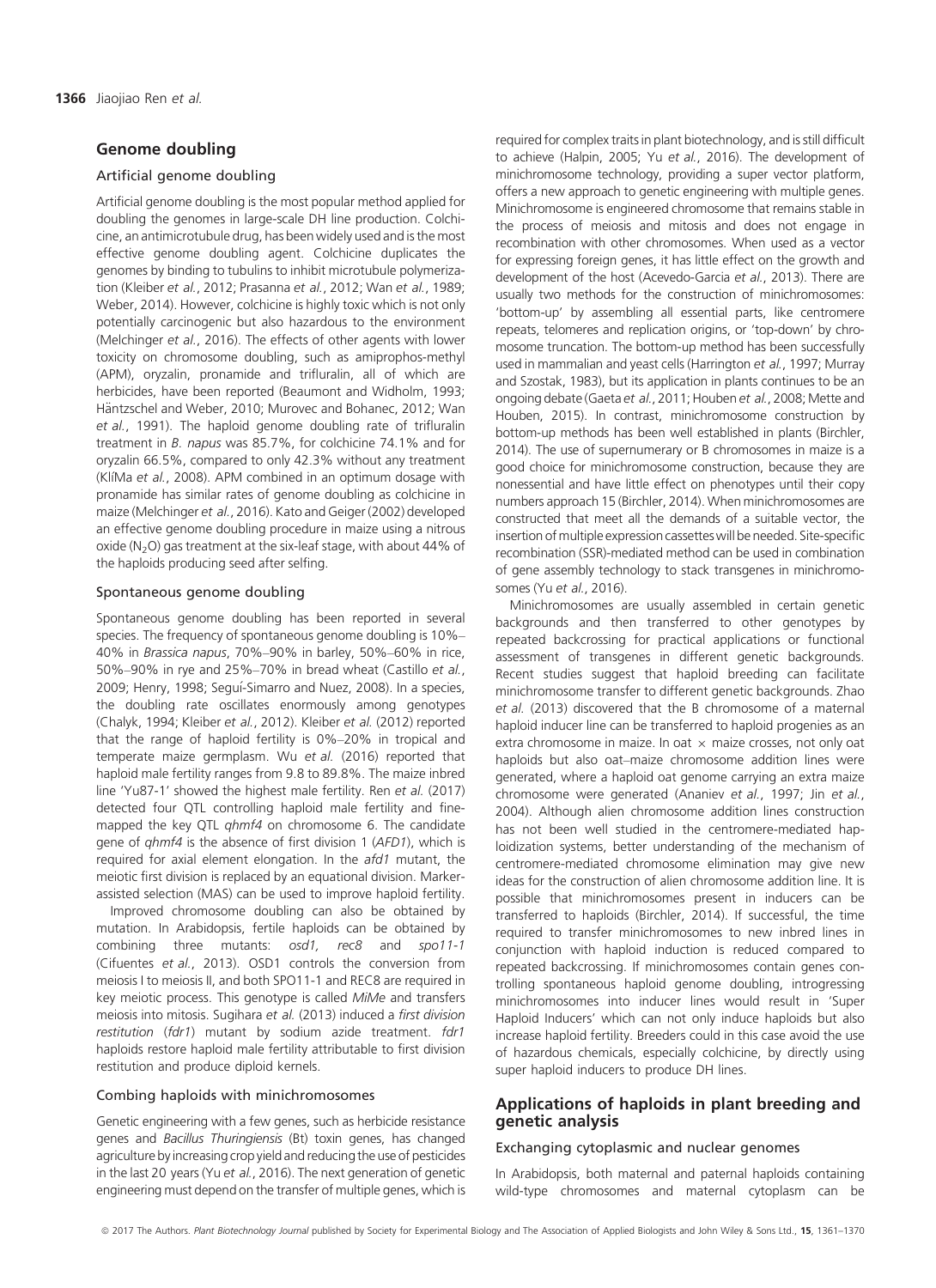## Genome doubling

### Artificial genome doubling

Artificial genome doubling is the most popular method applied for doubling the genomes in large-scale DH line production. Colchicine, an antimicrotubule drug, has been widely used and is the most effective genome doubling agent. Colchicine duplicates the genomes by binding to tubulins to inhibit microtubule polymerization (Kleiber *et al.*, 2012; Prasanna *et al.*, 2012; Wan *et al.*, 1989; Weber, 2014). However, colchicine is highly toxic which is not only potentially carcinogenic but also hazardous to the environment (Melchinger *et al.*, 2016). The effects of other agents with lower toxicity on chromosome doubling, such as amiprophos-methyl (APM), oryzalin, pronamide and trifluralin, all of which are herbicides, have been reported (Beaumont and Widholm, 1993; Häntzschel and Weber, 2010; Murovec and Bohanec, 2012; Wan *et al.*, 1991). The haploid genome doubling rate of trifluralin treatment in *B. napus* was 85.7%, for colchicine 74.1% and for oryzalin 66.5%, compared to only 42.3% without any treatment (KlíMa *et al.*, 2008). APM combined in an optimum dosage with pronamide has similar rates of genome doubling as colchicine in maize (Melchinger *et al.*, 2016). Kato and Geiger (2002) developed an effective genome doubling procedure in maize using a nitrous oxide ($N_2O$) gas treatment at the six-leaf stage, with about 44% of the haploids producing seed after selfing.

### Spontaneous genome doubling

Spontaneous genome doubling has been reported in several species. The frequency of spontaneous genome doubling is 10%–40% in *Brassica napus*, 70%–90% in barley, 50%–60% in rice, 50%–90% in rye and 25%–70% in bread wheat (Castillo *et al.*, 2009; Henry, 1998; Seguí-Simarro and Nuez, 2008). In a species, the doubling rate oscillates enormously among genotypes (Chalyk, 1994; Kleiber *et al.*, 2012). Kleiber *et al.* (2012) reported that the range of haploid fertility is 0%–20% in tropical and temperate maize germplasm. Wu *et al.* (2016) reported that haploid male fertility ranges from 9.8 to 89.8%. The maize inbred line 'Yu87-1' showed the highest male fertility. Ren *et al.* (2017) detected four QTL controlling haploid male fertility and fine-mapped the key QTL *qhmf4* on chromosome 6. The candidate gene of *qhmf4* is the absence of first division 1 (*AFD1*), which is required for axial element elongation. In the *afd1* mutant, the meiotic first division is replaced by an equational division. Marker-assisted selection (MAS) can be used to improve haploid fertility.

Improved chromosome doubling can also be obtained by mutation. In Arabidopsis, fertile haploids can be obtained by combining three mutants: *osd1, rec8* and *spo11-1* (Cifuentes *et al.*, 2013). OSD1 controls the conversion from meiosis I to meiosis II, and both SPO11-1 and REC8 are required in key meiotic process. This genotype is called *MiMe* and transfers meiosis into mitosis. Sugihara *et al.* (2013) induced a *first division restitution* (*fdr1*) mutant by sodium azide treatment. *fdr1* haploids restore haploid male fertility attributable to first division restitution and produce diploid kernels.

### Combing haploids with minichromosomes

Genetic engineering with a few genes, such as herbicide resistance genes and *Bacillus Thuringiensis* (Bt) toxin genes, has changed agriculture by increasing crop yield and reducing the use of pesticides in the last 20 years (Yu *et al.*, 2016). The next generation of genetic engineering must depend on the transfer of multiple genes, which is required for complex traits in plant biotechnology, and is still difficult to achieve (Halpin, 2005; Yu *et al.*, 2016). The development of minichromosome technology, providing a super vector platform, offers a new approach to genetic engineering with multiple genes. Minichromosome is engineered chromosome that remains stable in the process of meiosis and mitosis and does not engage in recombination with other chromosomes. When used as a vector for expressing foreign genes, it has little effect on the growth and development of the host (Acevedo-Garcia *et al.*, 2013). There are usually two methods for the construction of minichromosomes: 'bottom-up' by assembling all essential parts, like centromere repeats, telomeres and replication origins, or 'top-down' by chromosome truncation. The bottom-up method has been successfully used in mammalian and yeast cells (Harrington *et al.*, 1997; Murray and Szostak, 1983), but its application in plants continues to be an ongoing debate (Gaeta *et al.*, 2011; Houben *et al.*, 2008; Mette and Houben, 2015). In contrast, minichromosome construction by bottom-up methods has been well established in plants (Birchler, 2014). The use of supernumerary or B chromosomes in maize is a good choice for minichromosome construction, because they are nonessential and have little effect on phenotypes until their copy numbers approach 15 (Birchler, 2014). When minichromosomes are constructed that meet all the demands of a suitable vector, the insertion of multiple expression cassettes will be needed. Site-specific recombination (SSR)-mediated method can be used in combination of gene assembly technology to stack transgenes in minichromosomes (Yu *et al.*, 2016).

Minichromosomes are usually assembled in certain genetic backgrounds and then transferred to other genotypes by repeated backcrossing for practical applications or functional assessment of transgenes in different genetic backgrounds. Recent studies suggest that haploid breeding can facilitate minichromosome transfer to different genetic backgrounds. Zhao *et al.* (2013) discovered that the B chromosome of a maternal haploid inducer line can be transferred to haploid progenies as an extra chromosome in maize. In oat × maize crosses, not only oat haploids but also oat–maize chromosome addition lines were generated, where a haploid oat genome carrying an extra maize chromosome were generated (Ananiev *et al.*, 1997; Jin *et al.*, 2004). Although alien chromosome addition lines construction has not been well studied in the centromere-mediated haploidization systems, better understanding of the mechanism of centromere-mediated chromosome elimination may give new ideas for the construction of alien chromosome addition line. It is possible that minichromosomes present in inducers can be transferred to haploids (Birchler, 2014). If successful, the time required to transfer minichromosomes to new inbred lines in conjunction with haploid induction is reduced compared to repeated backcrossing. If minichromosomes contain genes controlling spontaneous haploid genome doubling, introgressing minichromosomes into inducer lines would result in 'Super Haploid Inducers' which can not only induce haploids but also increase haploid fertility. Breeders could in this case avoid the use of hazardous chemicals, especially colchicine, by directly using super haploid inducers to produce DH lines.

## Applications of haploids in plant breeding and genetic analysis

### Exchanging cytoplasmic and nuclear genomes

In Arabidopsis, both maternal and paternal haploids containing wild-type chromosomes and maternal cytoplasm can be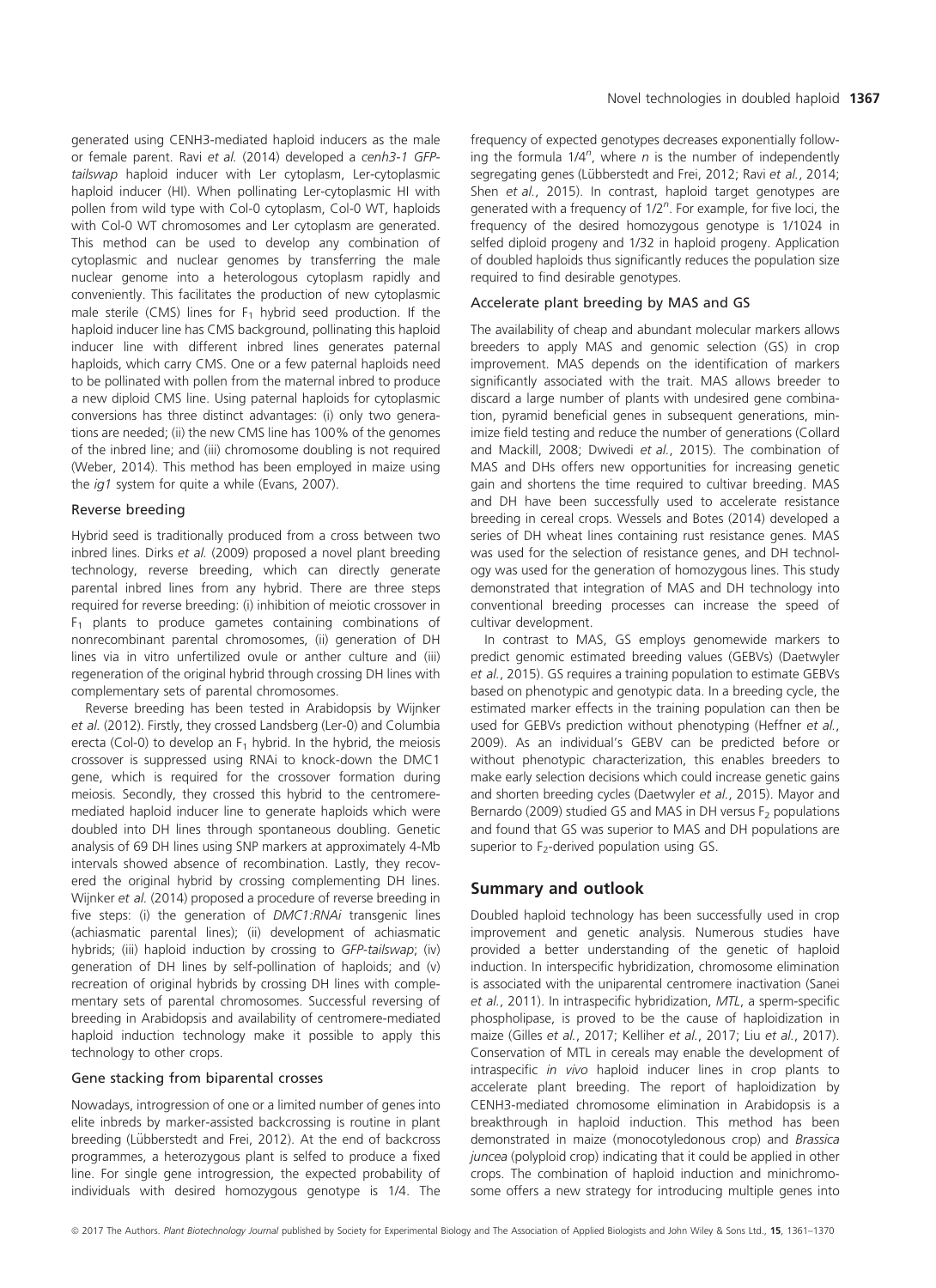generated using CENH3-mediated haploid inducers as the male or female parent. Ravi *et al.* (2014) developed a *cenh3-1 GFP-tailswap* haploid inducer with Ler cytoplasm, Ler-cytoplasmic haploid inducer (HI). When pollinating Ler-cytoplasmic HI with pollen from wild type with Col-0 cytoplasm, Col-0 WT, haploids with Col-0 WT chromosomes and Ler cytoplasm are generated. This method can be used to develop any combination of cytoplasmic and nuclear genomes by transferring the male nuclear genome into a heterologous cytoplasm rapidly and conveniently. This facilitates the production of new cytoplasmic male sterile (CMS) lines for $F_1$ hybrid seed production. If the haploid inducer line has CMS background, pollinating this haploid inducer line with different inbred lines generates paternal haploids, which carry CMS. One or a few paternal haploids need to be pollinated with pollen from the maternal inbred to produce a new diploid CMS line. Using paternal haploids for cytoplasmic conversions has three distinct advantages: (i) only two generations are needed; (ii) the new CMS line has 100% of the genomes of the inbred line; and (iii) chromosome doubling is not required (Weber, 2014). This method has been employed in maize using the *ig1* system for quite a while (Evans, 2007).

### Reverse breeding

Hybrid seed is traditionally produced from a cross between two inbred lines. Dirks *et al.* (2009) proposed a novel plant breeding technology, reverse breeding, which can directly generate parental inbred lines from any hybrid. There are three steps required for reverse breeding: (i) inhibition of meiotic crossover in $F_1$ plants to produce gametes containing combinations of nonrecombinant parental chromosomes, (ii) generation of DH lines via in vitro unfertilized ovule or anther culture and (iii) regeneration of the original hybrid through crossing DH lines with complementary sets of parental chromosomes.

Reverse breeding has been tested in Arabidopsis by Wijnker *et al.* (2012). Firstly, they crossed Landsberg (Ler-0) and Columbia erecta (Col-0) to develop an $F_1$ hybrid. In the hybrid, the meiosis crossover is suppressed using RNAi to knock-down the DMC1 gene, which is required for the crossover formation during meiosis. Secondly, they crossed this hybrid to the centromere-mediated haploid inducer line to generate haploids which were doubled into DH lines through spontaneous doubling. Genetic analysis of 69 DH lines using SNP markers at approximately 4-Mb intervals showed absence of recombination. Lastly, they recovered the original hybrid by crossing complementing DH lines. Wijnker *et al.* (2014) proposed a procedure of reverse breeding in five steps: (i) the generation of *DMC1:RNAi* transgenic lines (achiasmatic parental lines); (ii) development of achiasmatic hybrids; (iii) haploid induction by crossing to *GFP-tailswap*; (iv) generation of DH lines by self-pollination of haploids; and (v) recreation of original hybrids by crossing DH lines with complementary sets of parental chromosomes. Successful reversing of breeding in Arabidopsis and availability of centromere-mediated haploid induction technology make it possible to apply this technology to other crops.

### Gene stacking from biparental crosses

Nowadays, introgression of one or a limited number of genes into elite inbreds by marker-assisted backcrossing is routine in plant breeding (Lübberstedt and Frei, 2012). At the end of backcross programmes, a heterozygous plant is selfed to produce a fixed line. For single gene introgression, the expected probability of individuals with desired homozygous genotype is 1/4. The frequency of expected genotypes decreases exponentially following the formula $1/4^n$, where $n$ is the number of independently segregating genes (Lübberstedt and Frei, 2012; Ravi *et al.*, 2014; Shen *et al.*, 2015). In contrast, haploid target genotypes are generated with a frequency of $1/2^n$. For example, for five loci, the frequency of the desired homozygous genotype is 1/1024 in selfed diploid progeny and 1/32 in haploid progeny. Application of doubled haploids thus significantly reduces the population size required to find desirable genotypes.

### Accelerate plant breeding by MAS and GS

The availability of cheap and abundant molecular markers allows breeders to apply MAS and genomic selection (GS) in crop improvement. MAS depends on the identification of markers significantly associated with the trait. MAS allows breeder to discard a large number of plants with undesired gene combination, pyramid beneficial genes in subsequent generations, minimize field testing and reduce the number of generations (Collard and Mackill, 2008; Dwivedi *et al.*, 2015). The combination of MAS and DHs offers new opportunities for increasing genetic gain and shortens the time required to cultivar breeding. MAS and DH have been successfully used to accelerate resistance breeding in cereal crops. Wessels and Botes (2014) developed a series of DH wheat lines containing rust resistance genes. MAS was used for the selection of resistance genes, and DH technology was used for the generation of homozygous lines. This study demonstrated that integration of MAS and DH technology into conventional breeding processes can increase the speed of cultivar development.

In contrast to MAS, GS employs genomewide markers to predict genomic estimated breeding values (GEBVs) (Daetwyler *et al.*, 2015). GS requires a training population to estimate GEBVs based on phenotypic and genotypic data. In a breeding cycle, the estimated marker effects in the training population can then be used for GEBVs prediction without phenotyping (Heffner *et al.*, 2009). As an individual's GEBV can be predicted before or without phenotypic characterization, this enables breeders to make early selection decisions which could increase genetic gains and shorten breeding cycles (Daetwyler *et al.*, 2015). Mayor and Bernardo (2009) studied GS and MAS in DH versus $F_2$ populations and found that GS was superior to MAS and DH populations are superior to $F_2$-derived population using GS.

## Summary and outlook

Doubled haploid technology has been successfully used in crop improvement and genetic analysis. Numerous studies have provided a better understanding of the genetic of haploid induction. In interspecific hybridization, chromosome elimination is associated with the uniparental centromere inactivation (Sanei *et al.*, 2011). In intraspecific hybridization, *MTL*, a sperm-specific phospholipase, is proved to be the cause of haploidization in maize (Gilles *et al.*, 2017; Kelliher *et al.*, 2017; Liu *et al.*, 2017). Conservation of MTL in cereals may enable the development of intraspecific *in vivo* haploid inducer lines in crop plants to accelerate plant breeding. The report of haploidization by CENH3-mediated chromosome elimination in Arabidopsis is a breakthrough in haploid induction. This method has been demonstrated in maize (monocotyledonous crop) and *Brassica juncea* (polyploid crop) indicating that it could be applied in other crops. The combination of haploid induction and minichromosome offers a new strategy for introducing multiple genes into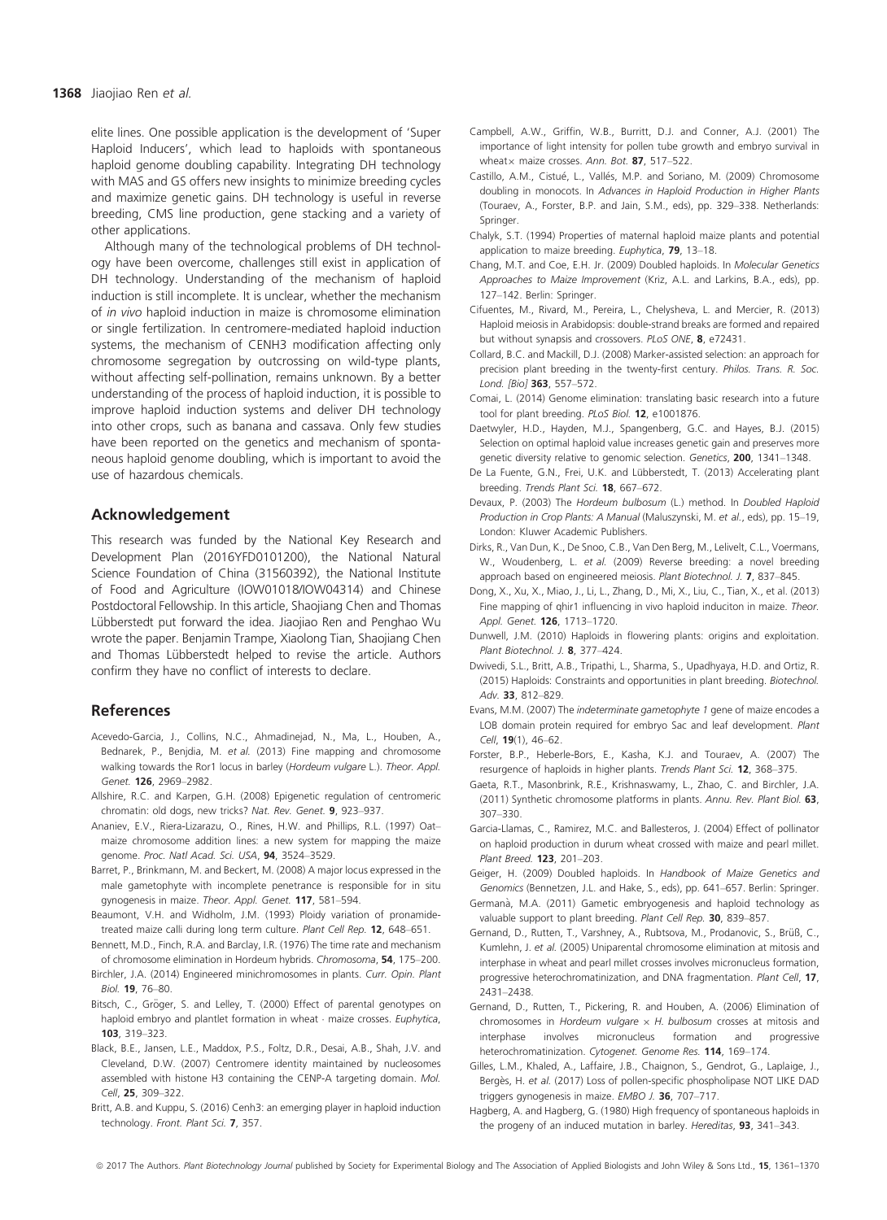elite lines. One possible application is the development of 'Super Haploid Inducers', which lead to haploids with spontaneous haploid genome doubling capability. Integrating DH technology with MAS and GS offers new insights to minimize breeding cycles and maximize genetic gains. DH technology is useful in reverse breeding, CMS line production, gene stacking and a variety of other applications.

Although many of the technological problems of DH technology have been overcome, challenges still exist in application of DH technology. Understanding of the mechanism of haploid induction is still incomplete. It is unclear, whether the mechanism of *in vivo* haploid induction in maize is chromosome elimination or single fertilization. In centromere-mediated haploid induction systems, the mechanism of CENH3 modification affecting only chromosome segregation by outcrossing on wild-type plants, without affecting self-pollination, remains unknown. By a better understanding of the process of haploid induction, it is possible to improve haploid induction systems and deliver DH technology into other crops, such as banana and cassava. Only few studies have been reported on the genetics and mechanism of spontaneous haploid genome doubling, which is important to avoid the use of hazardous chemicals.

## Acknowledgement

This research was funded by the National Key Research and Development Plan (2016YFD0101200), the National Natural Science Foundation of China (31560392), the National Institute of Food and Agriculture (IOW01018/IOW04314) and Chinese Postdoctoral Fellowship. In this article, Shaojiang Chen and Thomas Lübberstedt put forward the idea. Jiaojiao Ren and Penghao Wu wrote the paper. Benjamin Trampe, Xiaolong Tian, Shaojiang Chen and Thomas Lübberstedt helped to revise the article. Authors confirm they have no conflict of interests to declare.

## References

Acevedo-Garcia, J., Collins, N.C., Ahmadinejad, N., Ma, L., Houben, A., Bednarek, P., Benjdia, M. *et al.* (2013) Fine mapping and chromosome walking towards the Ror1 locus in barley (*Hordeum vulgare* L.). *Theor. Appl. Genet.* **126**, 2969–2982.

Allshire, R.C. and Karpen, G.H. (2008) Epigenetic regulation of centromeric chromatin: old dogs, new tricks? *Nat. Rev. Genet.* **9**, 923–937.

Ananiev, E.V., Riera-Lizarazu, O., Rines, H.W. and Phillips, R.L. (1997) Oat–maize chromosome addition lines: a new system for mapping the maize genome. *Proc. Natl Acad. Sci. USA*, **94**, 3524–3529.

Barret, P., Brinkmann, M. and Beckert, M. (2008) A major locus expressed in the male gametophyte with incomplete penetrance is responsible for in situ gynogenesis in maize. *Theor. Appl. Genet.* **117**, 581–594.

Beaumont, V.H. and Widholm, J.M. (1993) Ploidy variation of pronamide-treated maize calli during long term culture. *Plant Cell Rep.* **12**, 648–651.

Bennett, M.D., Finch, R.A. and Barclay, I.R. (1976) The time rate and mechanism of chromosome elimination in Hordeum hybrids. *Chromosoma*, **54**, 175–200.

Birchler, J.A. (2014) Engineered minichromosomes in plants. *Curr. Opin. Plant Biol.* **19**, 76–80.

Bitsch, C., Gröger, S. and Lelley, T. (2000) Effect of parental genotypes on haploid embryo and plantlet formation in wheat · maize crosses. *Euphytica*, **103**, 319–323.

Black, B.E., Jansen, L.E., Maddox, P.S., Foltz, D.R., Desai, A.B., Shah, J.V. and Cleveland, D.W. (2007) Centromere identity maintained by nucleosomes assembled with histone H3 containing the CENP-A targeting domain. *Mol. Cell*, **25**, 309–322.

Britt, A.B. and Kuppu, S. (2016) Cenh3: an emerging player in haploid induction technology. *Front. Plant Sci.* **7**, 357.

Campbell, A.W., Griffin, W.B., Burritt, D.J. and Conner, A.J. (2001) The importance of light intensity for pollen tube growth and embryo survival in wheat× maize crosses. *Ann. Bot.* **87**, 517–522.

Castillo, A.M., Cistué, L., Vallés, M.P. and Soriano, M. (2009) Chromosome doubling in monocots. In *Advances in Haploid Production in Higher Plants* (Touraev, A., Forster, B.P. and Jain, S.M., eds), pp. 329–338. Netherlands: Springer.

Chalyk, S.T. (1994) Properties of maternal haploid maize plants and potential application to maize breeding. *Euphytica*, **79**, 13–18.

Chang, M.T. and Coe, E.H. Jr. (2009) Doubled haploids. In *Molecular Genetics Approaches to Maize Improvement* (Kriz, A.L. and Larkins, B.A., eds), pp. 127–142. Berlin: Springer.

Cifuentes, M., Rivard, M., Pereira, L., Chelysheva, L. and Mercier, R. (2013) Haploid meiosis in Arabidopsis: double-strand breaks are formed and repaired but without synapsis and crossovers. *PLoS ONE*, **8**, e72431.

Collard, B.C. and Mackill, D.J. (2008) Marker-assisted selection: an approach for precision plant breeding in the twenty-first century. *Philos. Trans. R. Soc. Lond. [Bio]* **363**, 557–572.

Comai, L. (2014) Genome elimination: translating basic research into a future tool for plant breeding. *PLoS Biol.* **12**, e1001876.

Daetwyler, H.D., Hayden, M.J., Spangenberg, G.C. and Hayes, B.J. (2015) Selection on optimal haploid value increases genetic gain and preserves more genetic diversity relative to genomic selection. *Genetics*, **200**, 1341–1348.

De La Fuente, G.N., Frei, U.K. and Lübberstedt, T. (2013) Accelerating plant breeding. *Trends Plant Sci.* **18**, 667–672.

Devaux, P. (2003) The *Hordeum bulbosum* (L.) method. In *Doubled Haploid Production in Crop Plants: A Manual* (Maluszynski, M. *et al.*, eds), pp. 15–19, London: Kluwer Academic Publishers.

Dirks, R., Van Dun, K., De Snoo, C.B., Van Den Berg, M., Lelivelt, C.L., Voermans, W., Woudenberg, L. *et al.* (2009) Reverse breeding: a novel breeding approach based on engineered meiosis. *Plant Biotechnol. J.* **7**, 837–845.

Dong, X., Xu, X., Miao, J., Li, L., Zhang, D., Mi, X., Liu, C., Tian, X., et al. (2013) Fine mapping of qhir1 influencing in vivo haploid induciton in maize. *Theor. Appl. Genet.* **126**, 1713–1720.

Dunwell, J.M. (2010) Haploids in flowering plants: origins and exploitation. *Plant Biotechnol. J.* **8**, 377–424.

Dwivedi, S.L., Britt, A.B., Tripathi, L., Sharma, S., Upadhyaya, H.D. and Ortiz, R. (2015) Haploids: Constraints and opportunities in plant breeding. *Biotechnol. Adv.* **33**, 812–829.

Evans, M.M. (2007) The *indeterminate gametophyte 1* gene of maize encodes a LOB domain protein required for embryo Sac and leaf development. *Plant Cell*, **19**(1), 46–62.

Forster, B.P., Heberle-Bors, E., Kasha, K.J. and Touraev, A. (2007) The resurgence of haploids in higher plants. *Trends Plant Sci.* **12**, 368–375.

Gaeta, R.T., Masonbrink, R.E., Krishnaswamy, L., Zhao, C. and Birchler, J.A. (2011) Synthetic chromosome platforms in plants. *Annu. Rev. Plant Biol.* **63**, 307–330.

Garcia-Llamas, C., Ramirez, M.C. and Ballesteros, J. (2004) Effect of pollinator on haploid production in durum wheat crossed with maize and pearl millet. *Plant Breed.* **123**, 201–203.

Geiger, H. (2009) Doubled haploids. In *Handbook of Maize Genetics and Genomics* (Bennetzen, J.L. and Hake, S., eds), pp. 641–657. Berlin: Springer.

Germanà, M.A. (2011) Gametic embryogenesis and haploid technology as valuable support to plant breeding. *Plant Cell Rep.* **30**, 839–857.

Gernand, D., Rutten, T., Varshney, A., Rubtsova, M., Prodanovic, S., Brüß, C., Kumlehn, J. *et al.* (2005) Uniparental chromosome elimination at mitosis and interphase in wheat and pearl millet crosses involves micronucleus formation, progressive heterochromatinization, and DNA fragmentation. *Plant Cell*, **17**, 2431–2438.

Gernand, D., Rutten, T., Pickering, R. and Houben, A. (2006) Elimination of chromosomes in *Hordeum vulgare* × *H. bulbosum* crosses at mitosis and interphase involves micronucleus formation and progressive heterochromatinization. *Cytogenet. Genome Res.* **114**, 169–174.

Gilles, L.M., Khaled, A., Laffaire, J.B., Chaignon, S., Gendrot, G., Laplaige, J., Bergès, H. *et al.* (2017) Loss of pollen-specific phospholipase NOT LIKE DAD triggers gynogenesis in maize. *EMBO J.* **36**, 707–717.

Hagberg, A. and Hagberg, G. (1980) High frequency of spontaneous haploids in the progeny of an induced mutation in barley. *Hereditas*, **93**, 341–343.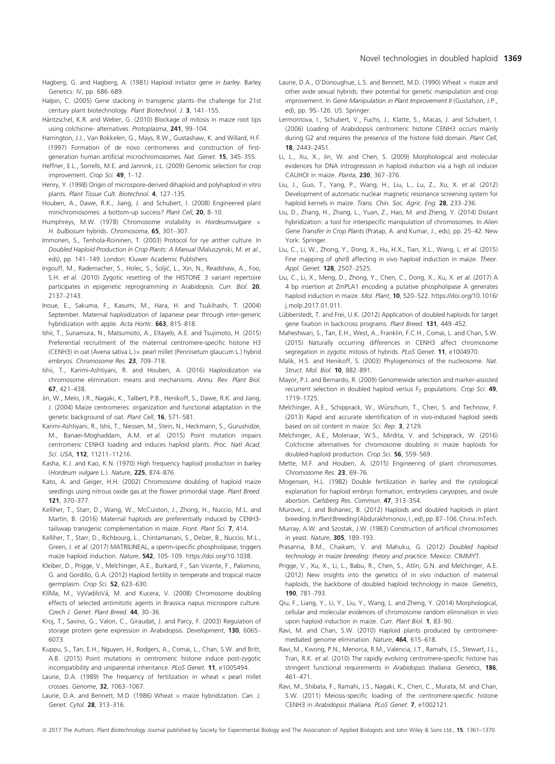Hagberg, G. and Hagberg, A. (1981) Haploid initiator gene *in barley*. Barley Genetics: IV, pp. 686–689.

Halpin, C. (2005) Gene stacking in transgenic plants–the challenge for 21st century plant biotechnology. *Plant Biotechnol. J.* **3**, 141–155.

Häntzschel, K.R. and Weber, G. (2010) Blockage of mitosis in maize root tips using colchicine- alternatives. *Protoplasma*, **241**, 99–104.

Harrington, J.J., Van Bokkelen, G., Mays, R.W., Gustashaw, K. and Willard, H.F. (1997) Formation of de novo centromeres and construction of first-generation human artificial microchromosomes. *Nat. Genet.* **15**, 345–355.

Heffner, E.L., Sorrells, M.E. and Jannink, J.L. (2009) Genomic selection for crop improvement. *Crop Sci.* **49**, 1–12.

Henry, Y. (1998) Origin of microspore-derived dihaploid and polyhaploid in vitro plants. *Plant Tissue Cult. Biotechnol.* **4**, 127–135.

Houben, A., Dawe, R.K., Jiang, J. and Schubert, I. (2008) Engineered plant minichromosomes: a bottom-up success? *Plant Cell*, **20**, 8–10.

Humphreys, M.W. (1978) Chromosome instability in *Hordeumvulgare* × *H. bulbosum* hybrids. *Chromosoma*, **65**, 301–307.

Immonen, S., Tenhola-Roininen, T. (2003) Protocol for rye anther culture. In *Doubled Haploid Production in Crop Plants: A Manual* (Maluszynski, M. *et al.*, eds), pp. 141–149. London: Kluwer Academic Publishers.

Ingouff, M., Rademacher, S., Holec, S., Šoljić, L., Xin, N., Readshaw, A., Foo, S.H. *et al.* (2010) Zygotic resetting of the HISTONE 3 variant repertoire participates in epigenetic reprogramming in Arabidopsis. *Curr. Biol.* **20**, 2137–2143.

Inoue, E., Sakuma, F., Kasumi, M., Hara, H. and Tsukihashi, T. (2004) September. Maternal haploidization of Japanese pear through inter-generic hybridization with apple. *Acta Hortic.* **663**, 815–818.

Ishii, T., Sunamura, N., Matsumoto, A., Eltayeb, A.E. and Tsujimoto, H. (2015) Preferential recruitment of the maternal centromere-specific histone H3 (CENH3) in oat (*Avena sativa* L.)× pearl millet (*Pennisetum glaucum* L.) hybrid embryos. *Chromosome Res.* **23**, 709–718.

Ishii, T., Karimi-Ashtiyani, R. and Houben, A. (2016) Haploidization via chromosome elimination: means and mechanisms. *Annu. Rev. Plant Biol.* **67**, 421–438.

Jin, W., Melo, J.R., Nagaki, K., Talbert, P.B., Henikoff, S., Dawe, R.K. and Jiang, J. (2004) Maize centromeres: organization and functional adaptation in the genetic background of oat. *Plant Cell*, **16**, 571–581.

Karimi-Ashtiyani, R., Ishii, T., Niessen, M., Stein, N., Heckmann, S., Gurushidze, M., Banaei-Moghaddam, A.M. *et al.* (2015) Point mutation impairs centromeric CENH3 loading and induces haploid plants. *Proc. Natl Acad. Sci. USA*, **112**, 11211–11216.

Kasha, K.J. and Kao, K.N. (1970) High frequency haploid production in barley (*Hordeum vulgare* L.). *Nature*, **225**, 874–876.

Kato, A. and Geiger, H.H. (2002) Chromosome doubling of haploid maize seedlings using nitrous oxide gas at the flower primordial stage. *Plant Breed.* **121**, 370–377.

Kelliher, T., Starr, D., Wang, W., McCuiston, J., Zhong, H., Nuccio, M.L. and Martin, B. (2016) Maternal haploids are preferentially induced by CENH3-tailswap transgenic complementation in maize. *Front. Plant Sci.* **7**, 414.

Kelliher, T., Starr, D., Richbourg, L., Chintamanani, S., Delzer, B., Nuccio, M.L., Green, J. *et al.* (2017) MATRILINEAL, a sperm-specific phospholipase, triggers maize haploid induction. *Nature*, **542**, 105–109. https://doi.org/10.1038.

Kleiber, D., Prigge, V., Melchinger, A.E., Burkard, F., San Vicente, F., Palomino, G. and Gordillo, G.A. (2012) Haploid fertility in temperate and tropical maize germplasm. *Crop Sci.* **52**, 623–630.

KlíMa, M., VyVadiloVá, M. and Kucera, V. (2008) Chromosome doubling effects of selected antimitotic agents in Brassica napus microspore culture. *Czech J. Genet. Plant Breed.* **44**, 30–36.

Kroj, T., Savino, G., Valon, C., Giraudat, J. and Parcy, F. (2003) Regulation of storage protein gene expression in Arabidopsis. *Development*, **130**, 6065–6073.

Kuppu, S., Tan, E.H., Nguyen, H., Rodgers, A., Comai, L., Chan, S.W. and Britt, A.B. (2015) Point mutations in centromeric histone induce post-zygotic incompatibility and uniparental inheritance. *PLoS Genet.* **11**, e1005494.

Laurie, D.A. (1989) The frequency of fertilization in wheat × pearl millet crosses. *Genome*, **32**, 1063–1067.

Laurie, D.A. and Bennett, M.D. (1986) Wheat × maize hybridization. *Can. J. Genet. Cytol.* **28**, 313–316.

Laurie, D.A., O'Donoughue, L.S. and Bennett, M.D. (1990) Wheat × maize and other wide sexual hybrids: their potential for genetic manipulation and crop improvement. In *Gene Manipulation in Plant Improvement II* (Gustafson, J.P., ed), pp. 95–126. US: Springer.

Lermontova, I., Schubert, V., Fuchs, J., Klatte, S., Macas, J. and Schubert, I. (2006) Loading of Arabidopsis centromeric histone CENH3 occurs mainly during G2 and requires the presence of the histone fold domain. *Plant Cell*, **18**, 2443–2451.

Li, L., Xu, X., Jin, W. and Chen, S. (2009) Morphological and molecular evidences for DNA introgression in haploid induction via a high oil inducer CAUHOI in maize. *Planta*, **230**, 367–376.

Liu, J., Guo, T., Yang, P., Wang, H., Liu, L., Lu, Z., Xu, X. *et al.* (2012) Development of automatic nuclear magnetic resonance screening system for haploid kernels in maize. *Trans. Chin. Soc. Agric. Eng.* **28**, 233–236.

Liu, D., Zhang, H., Zhang, L., Yuan, Z., Hao, M. and Zheng, Y. (2014) Distant hybridization: a tool for interspecific manipulation of chromosomes. In *Alien Gene Transfer in Crop Plants* (Pratap, A. and Kumar, J., eds), pp. 25–42. New York: Springer.

Liu, C., Li, W., Zhong, Y., Dong, X., Hu, H.X., Tian, X.L., Wang, L. *et al.* (2015) Fine mapping of *qhir8* affecting in vivo haploid induction in maize. *Theor. Appl. Genet.* **128**, 2507–2525.

Liu, C., Li, X., Meng, D., Zhong, Y., Chen, C., Dong, X., Xu, X. *et al.* (2017) A 4 bp insertion at ZmPLA1 encoding a putative phospholipase A generates haploid induction in maize. *Mol. Plant*, **10**, 520–522. https://doi.org/10.1016/j.molp.2017.01.011.

Lübberstedt, T. and Frei, U.K. (2012) Application of doubled haploids for target gene fixation in backcross programs. *Plant Breed.* **131**, 449–452.

Maheshwari, S., Tan, E.H., West, A., Franklin, F.C.H., Comai, L. and Chan, S.W. (2015) Naturally occurring differences in CENH3 affect chromosome segregation in zygotic mitosis of hybrids. *PLoS Genet.* **11**, e1004970.

Malik, H.S. and Henikoff, S. (2003) Phylogenomics of the nucleosome. *Nat. Struct. Mol. Biol.* **10**, 882–891.

Mayor, P.J. and Bernardo, R. (2009) Genomewide selection and marker-assisted recurrent selection in doubled haploid versus $F_2$ populations. *Crop Sci.* **49**, 1719–1725.

Melchinger, A.E., Schipprack, W., Würschum, T., Chen, S. and Technow, F. (2013) Rapid and accurate identification of in vivo-induced haploid seeds based on oil content in maize. *Sci. Rep.* **3**, 2129.

Melchinger, A.E., Molenaar, W.S., Mirdita, V. and Schipprack, W. (2016) Colchicine alternatives for chromosome doubling in maize haploids for doubled-haploid production. *Crop Sci.* **56**, 559–569.

Mette, M.F. and Houben, A. (2015) Engineering of plant chromosomes. *Chromosome Res.* **23**, 69–76.

Mogensen, H.L. (1982) Double fertilization in barley and the cytological explanation for haploid embryo formation, embryoless caryopses, and ovule abortion. *Carlsberg Res. Commun.* **47**, 313–354.

Murovec, J. and Bohanec, B. (2012) Haploids and doubled haploids in plant breeding. In *Plant Breeding* (Abdurakhmonov, I., ed), pp. 87–106. China: InTech.

Murray, A.W. and Szostak, J.W. (1983) Construction of artificial chromosomes in yeast. *Nature*, **305**, 189–193.

Prasanna, B.M., Chaikam, V. and Mahuku, G. (2012) *Doubled haploid technology in maize breeding: theory and practice*. Mexico: CIMMYT.

Prigge, V., Xu, X., Li, L., Babu, R., Chen, S., Atlin, G.N. and Melchinger, A.E. (2012) New insights into the genetics of in vivo induction of maternal haploids, the backbone of doubled haploid technology in maize. *Genetics*, **190**, 781–793.

Qiu, F., Liang, Y., Li, Y., Liu, Y., Wang, L. and Zheng, Y. (2014) Morphological, cellular and molecular evidences of chromosome random elimination in vivo upon haploid induction in maize. *Curr. Plant Biol.* **1**, 83–90.

Ravi, M. and Chan, S.W. (2010) Haploid plants produced by centromere-mediated genome elimination. *Nature*, **464**, 615–618.

Ravi, M., Kwong, P.N., Menorca, R.M., Valencia, J.T., Ramahi, J.S., Stewart, J.L., Tran, R.K. *et al.* (2010) The rapidly evolving centromere-specific histone has stringent functional requirements in *Arabidopsis thaliana*. *Genetics*, **186**, 461–471.

Ravi, M., Shibata, F., Ramahi, J.S., Nagaki, K., Chen, C., Murata, M. and Chan, S.W. (2011) Meiosis-specific loading of the centromere-specific histone CENH3 in *Arabidopsis thaliana*. *PLoS Genet.* **7**, e1002121.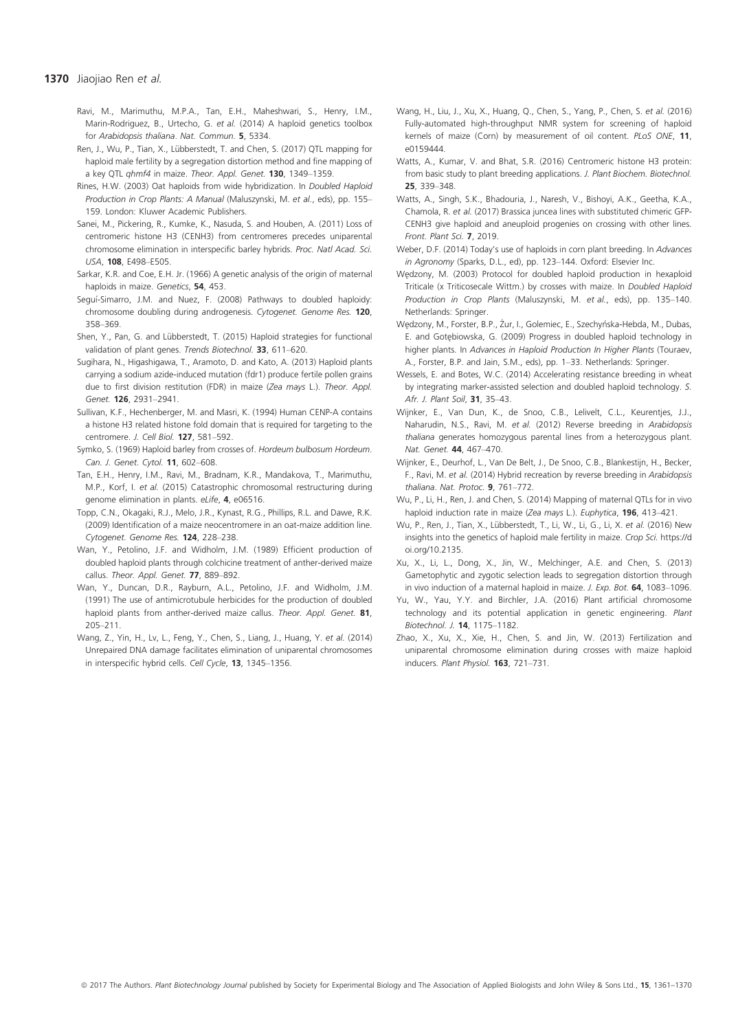Ravi, M., Marimuthu, M.P.A., Tan, E.H., Maheshwari, S., Henry, I.M., Marin-Rodriguez, B., Urtecho, G. *et al.* (2014) A haploid genetics toolbox for *Arabidopsis thaliana*. *Nat. Commun.* **5**, 5334.

Ren, J., Wu, P., Tian, X., Lübberstedt, T. and Chen, S. (2017) QTL mapping for haploid male fertility by a segregation distortion method and fine mapping of a key QTL *qhmf4* in maize. *Theor. Appl. Genet.* **130**, 1349–1359.

Rines, H.W. (2003) Oat haploids from wide hybridization. In *Doubled Haploid Production in Crop Plants: A Manual* (Maluszynski, M. *et al.*, eds), pp. 155–159. London: Kluwer Academic Publishers.

Sanei, M., Pickering, R., Kumke, K., Nasuda, S. and Houben, A. (2011) Loss of centromeric histone H3 (CENH3) from centromeres precedes uniparental chromosome elimination in interspecific barley hybrids. *Proc. Natl Acad. Sci. USA*, **108**, E498–E505.

Sarkar, K.R. and Coe, E.H. Jr. (1966) A genetic analysis of the origin of maternal haploids in maize. *Genetics*, **54**, 453.

Seguí-Simarro, J.M. and Nuez, F. (2008) Pathways to doubled haploidy: chromosome doubling during androgenesis. *Cytogenet. Genome Res.* **120**, 358–369.

Shen, Y., Pan, G. and Lübberstedt, T. (2015) Haploid strategies for functional validation of plant genes. *Trends Biotechnol.* **33**, 611–620.

Sugihara, N., Higashigawa, T., Aramoto, D. and Kato, A. (2013) Haploid plants carrying a sodium azide-induced mutation (fdr1) produce fertile pollen grains due to first division restitution (FDR) in maize (*Zea mays* L.). *Theor. Appl. Genet.* **126**, 2931–2941.

Sullivan, K.F., Hechenberger, M. and Masri, K. (1994) Human CENP-A contains a histone H3 related histone fold domain that is required for targeting to the centromere. *J. Cell Biol.* **127**, 581–592.

Symko, S. (1969) Haploid barley from crosses of. *Hordeum bulbosum Hordeum*. *Can. J. Genet. Cytol.* **11**, 602–608.

Tan, E.H., Henry, I.M., Ravi, M., Bradnam, K.R., Mandakova, T., Marimuthu, M.P., Korf, I. *et al.* (2015) Catastrophic chromosomal restructuring during genome elimination in plants. *eLife*, **4**, e06516.

Topp, C.N., Okagaki, R.J., Melo, J.R., Kynast, R.G., Phillips, R.L. and Dawe, R.K. (2009) Identification of a maize neocentromere in an oat-maize addition line. *Cytogenet. Genome Res.* **124**, 228–238.

Wan, Y., Petolino, J.F. and Widholm, J.M. (1989) Efficient production of doubled haploid plants through colchicine treatment of anther-derived maize callus. *Theor. Appl. Genet.* **77**, 889–892.

Wan, Y., Duncan, D.R., Rayburn, A.L., Petolino, J.F. and Widholm, J.M. (1991) The use of antimicrotubule herbicides for the production of doubled haploid plants from anther-derived maize callus. *Theor. Appl. Genet.* **81**, 205–211.

Wang, Z., Yin, H., Lv, L., Feng, Y., Chen, S., Liang, J., Huang, Y. *et al.* (2014) Unrepaired DNA damage facilitates elimination of uniparental chromosomes in interspecific hybrid cells. *Cell Cycle*, **13**, 1345–1356.

Wang, H., Liu, J., Xu, X., Huang, Q., Chen, S., Yang, P., Chen, S. *et al.* (2016) Fully-automated high-throughput NMR system for screening of haploid kernels of maize (Corn) by measurement of oil content. *PLoS ONE*, **11**, e0159444.

Watts, A., Kumar, V. and Bhat, S.R. (2016) Centromeric histone H3 protein: from basic study to plant breeding applications. *J. Plant Biochem. Biotechnol.* **25**, 339–348.

Watts, A., Singh, S.K., Bhadouria, J., Naresh, V., Bishoyi, A.K., Geetha, K.A., Chamola, R. *et al.* (2017) Brassica juncea lines with substituted chimeric GFP-CENH3 give haploid and aneuploid progenies on crossing with other lines. *Front. Plant Sci.* **7**, 2019.

Weber, D.F. (2014) Today's use of haploids in corn plant breeding. In *Advances in Agronomy* (Sparks, D.L., ed), pp. 123–144. Oxford: Elsevier Inc.

Wędzony, M. (2003) Protocol for doubled haploid production in hexaploid Triticale (x Triticosecale Wittm.) by crosses with maize. In *Doubled Haploid Production in Crop Plants* (Maluszynski, M. *et al.*, eds), pp. 135–140. Netherlands: Springer.

Wędzony, M., Forster, B.P., Żur, I., Golemiec, E., Szechyńska-Hebda, M., Dubas, E. and Gotębiowska, G. (2009) Progress in doubled haploid technology in higher plants. In *Advances in Haploid Production In Higher Plants* (Touraev, A., Forster, B.P. and Jain, S.M., eds), pp. 1–33. Netherlands: Springer.

Wessels, E. and Botes, W.C. (2014) Accelerating resistance breeding in wheat by integrating marker-assisted selection and doubled haploid technology. *S. Afr. J. Plant Soil*, **31**, 35–43.

Wijnker, E., Van Dun, K., de Snoo, C.B., Lelivelt, C.L., Keurentjes, J.J., Naharudin, N.S., Ravi, M. *et al.* (2012) Reverse breeding in *Arabidopsis thaliana* generates homozygous parental lines from a heterozygous plant. *Nat. Genet.* **44**, 467–470.

Wijnker, E., Deurhof, L., Van De Belt, J., De Snoo, C.B., Blankestijn, H., Becker, F., Ravi, M. *et al.* (2014) Hybrid recreation by reverse breeding in *Arabidopsis thaliana*. *Nat. Protoc.* **9**, 761–772.

Wu, P., Li, H., Ren, J. and Chen, S. (2014) Mapping of maternal QTLs for in vivo haploid induction rate in maize (*Zea mays* L.). *Euphytica*, **196**, 413–421.

Wu, P., Ren, J., Tian, X., Lübberstedt, T., Li, W., Li, G., Li, X. *et al.* (2016) New insights into the genetics of haploid male fertility in maize. *Crop Sci.* https://doi.org/10.2135.

Xu, X., Li, L., Dong, X., Jin, W., Melchinger, A.E. and Chen, S. (2013) Gametophytic and zygotic selection leads to segregation distortion through in vivo induction of a maternal haploid in maize. *J. Exp. Bot.* **64**, 1083–1096.

Yu, W., Yau, Y.Y. and Birchler, J.A. (2016) Plant artificial chromosome technology and its potential application in genetic engineering. *Plant Biotechnol. J.* **14**, 1175–1182.

Zhao, X., Xu, X., Xie, H., Chen, S. and Jin, W. (2013) Fertilization and uniparental chromosome elimination during crosses with maize haploid inducers. *Plant Physiol.* **163**, 721–731.